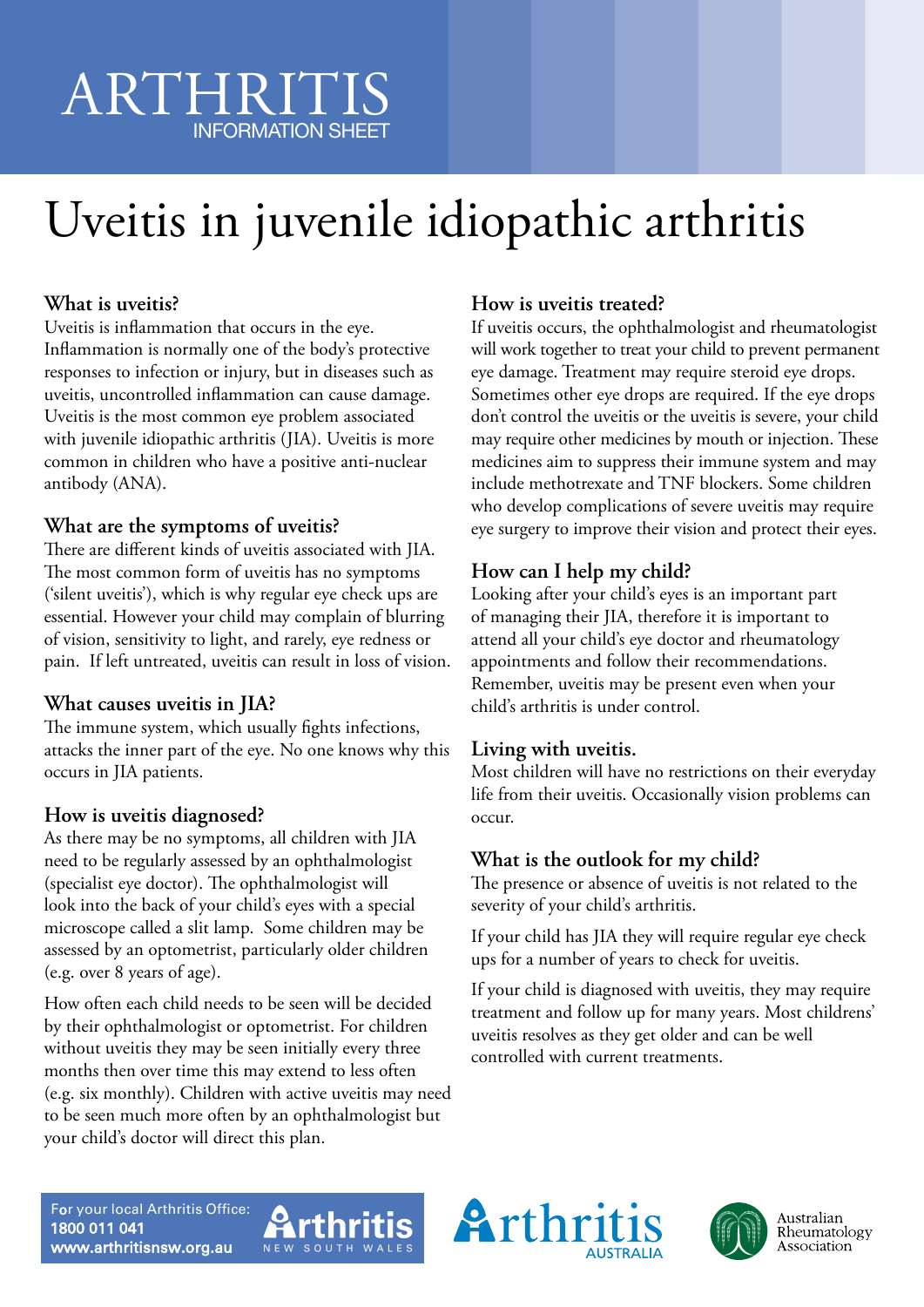ARTHRITIS
INFORMATION SHEET

# Uveitis in juvenile idiopathic arthritis

## What is uveitis?

Uveitis is inflammation that occurs in the eye. Inflammation is normally one of the body's protective responses to infection or injury, but in diseases such as uveitis, uncontrolled inflammation can cause damage. Uveitis is the most common eye problem associated with juvenile idiopathic arthritis (JIA). Uveitis is more common in children who have a positive anti-nuclear antibody (ANA).

## What are the symptoms of uveitis?

There are different kinds of uveitis associated with JIA. The most common form of uveitis has no symptoms ('silent uveitis'), which is why regular eye check ups are essential. However your child may complain of blurring of vision, sensitivity to light, and rarely, eye redness or pain. If left untreated, uveitis can result in loss of vision.

## What causes uveitis in JIA?

The immune system, which usually fights infections, attacks the inner part of the eye. No one knows why this occurs in JIA patients.

## How is uveitis diagnosed?

As there may be no symptoms, all children with JIA need to be regularly assessed by an ophthalmologist (specialist eye doctor). The ophthalmologist will look into the back of your child's eyes with a special microscope called a slit lamp. Some children may be assessed by an optometrist, particularly older children (e.g. over 8 years of age).

How often each child needs to be seen will be decided by their ophthalmologist or optometrist. For children without uveitis they may be seen initially every three months then over time this may extend to less often (e.g. six monthly). Children with active uveitis may need to be seen much more often by an ophthalmologist but your child's doctor will direct this plan.

## How is uveitis treated?

If uveitis occurs, the ophthalmologist and rheumatologist will work together to treat your child to prevent permanent eye damage. Treatment may require steroid eye drops. Sometimes other eye drops are required. If the eye drops don't control the uveitis or the uveitis is severe, your child may require other medicines by mouth or injection. These medicines aim to suppress their immune system and may include methotrexate and TNF blockers. Some children who develop complications of severe uveitis may require eye surgery to improve their vision and protect their eyes.

## How can I help my child?

Looking after your child's eyes is an important part of managing their JIA, therefore it is important to attend all your child's eye doctor and rheumatology appointments and follow their recommendations. Remember, uveitis may be present even when your child's arthritis is under control.

## Living with uveitis.

Most children will have no restrictions on their everyday life from their uveitis. Occasionally vision problems can occur.

## What is the outlook for my child?

The presence or absence of uveitis is not related to the severity of your child's arthritis.

If your child has JIA they will require regular eye check ups for a number of years to check for uveitis.

If your child is diagnosed with uveitis, they may require treatment and follow up for many years. Most childrens' uveitis resolves as they get older and can be well controlled with current treatments.

For your local Arthritis Office:
**1800 011 041**
**www.arthritisnsw.org.au**

Arthritis NEW SOUTH WALES

Arthritis AUSTRALIA

Australian Rheumatology Association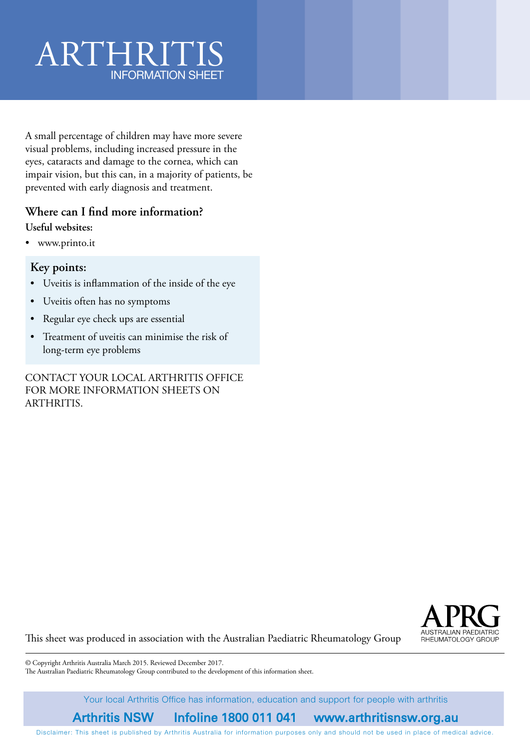A small percentage of children may have more severe visual problems, including increased pressure in the eyes, cataracts and damage to the cornea, which can impair vision, but this can, in a majority of patients, be prevented with early diagnosis and treatment.

## Where can I find more information?

**Useful websites:**

- www.printo.it

### Key points:

- Uveitis is inflammation of the inside of the eye
- Uveitis often has no symptoms
- Regular eye check ups are essential
- Treatment of uveitis can minimise the risk of long-term eye problems

CONTACT YOUR LOCAL ARTHRITIS OFFICE FOR MORE INFORMATION SHEETS ON ARTHRITIS.

This sheet was produced in association with the Australian Paediatric Rheumatology Group

APRG AUSTRALIAN PAEDIATRIC RHEUMATOLOGY GROUP

© Copyright Arthritis Australia March 2015. Reviewed December 2017.
The Australian Paediatric Rheumatology Group contributed to the development of this information sheet.

Your local Arthritis Office has information, education and support for people with arthritis

**Arthritis NSW Infoline 1800 011 041 www.arthritisnsw.org.au**

Disclaimer: This sheet is published by Arthritis Australia for information purposes only and should not be used in place of medical advice.